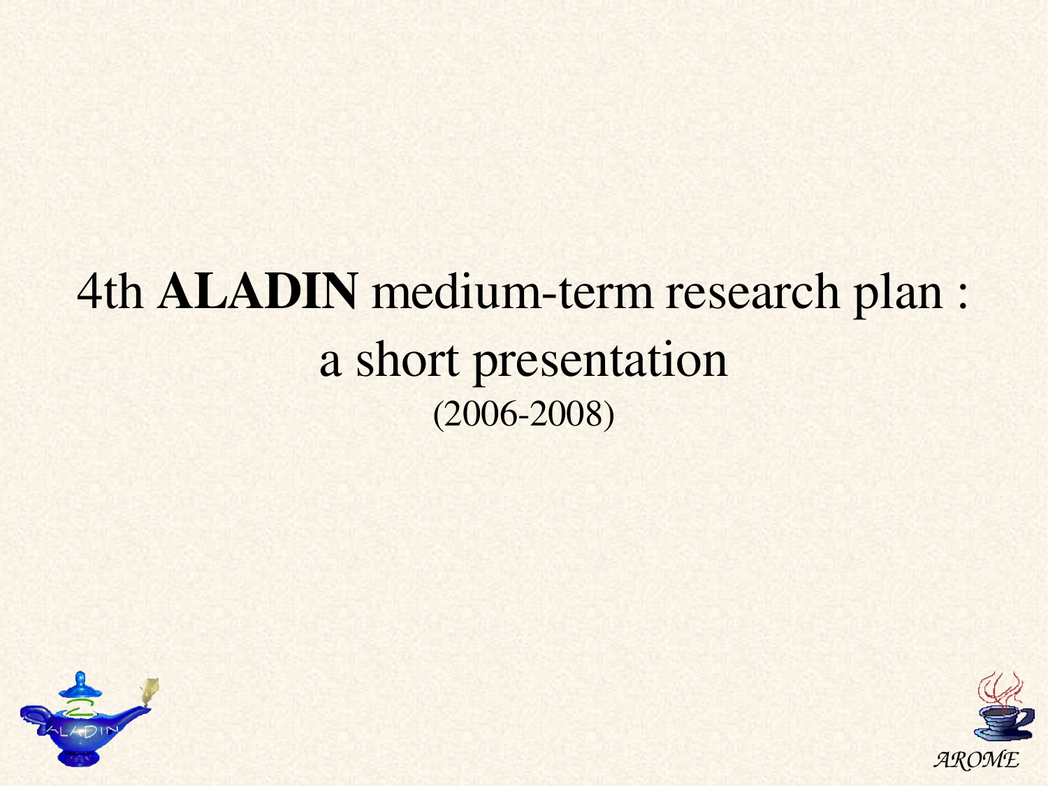# 4th **ALADIN** medium-term research plan : a short presentation

(2006-2008)

*AROME*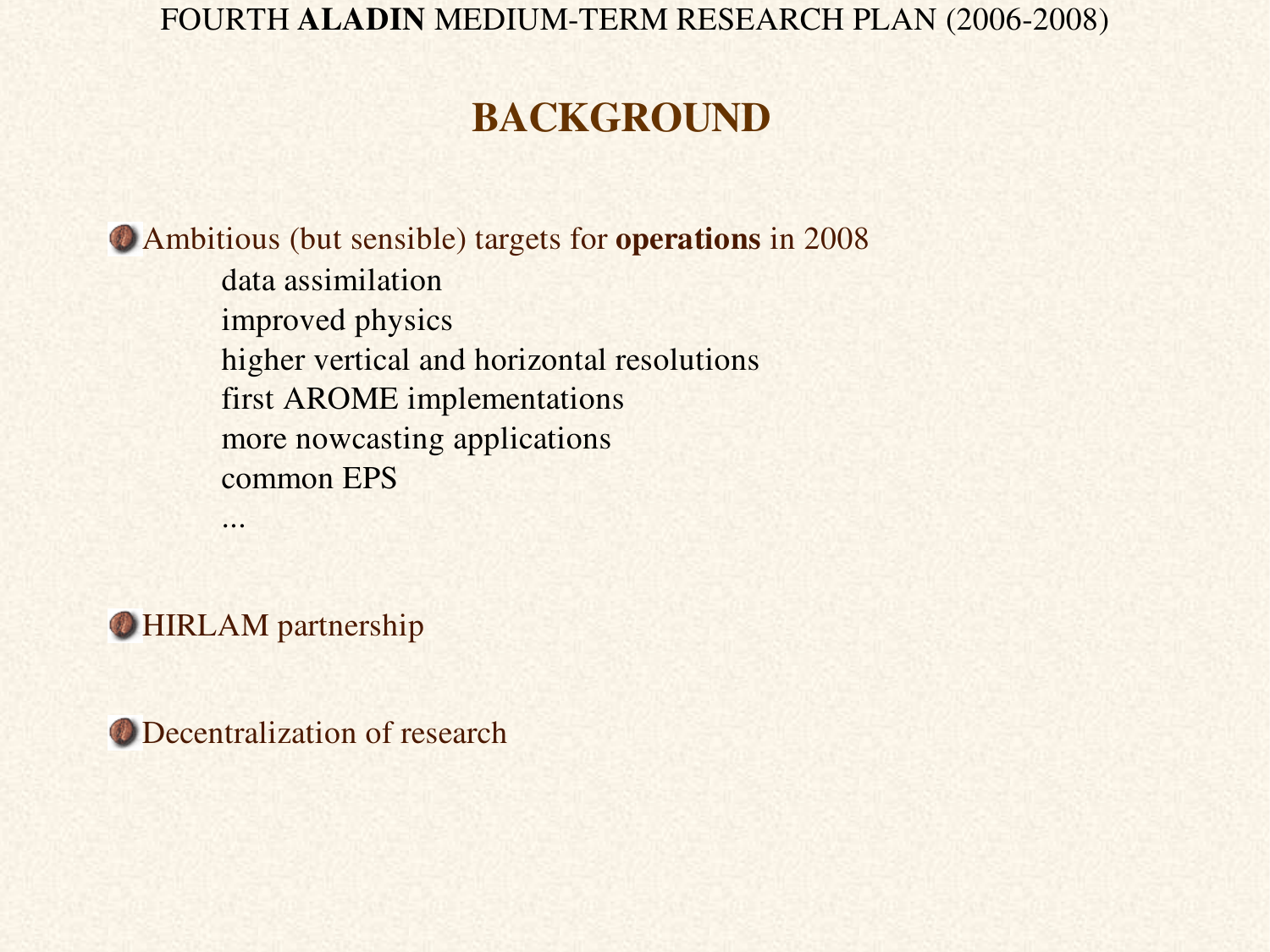# BACKGROUND

- Ambitious (but sensible) targets for **operations** in 2008
  - data assimilation
  - improved physics
  - higher vertical and horizontal resolutions
  - first AROME implementations
  - more nowcasting applications
  - common EPS
  - ...

- HIRLAM partnership

- Decentralization of research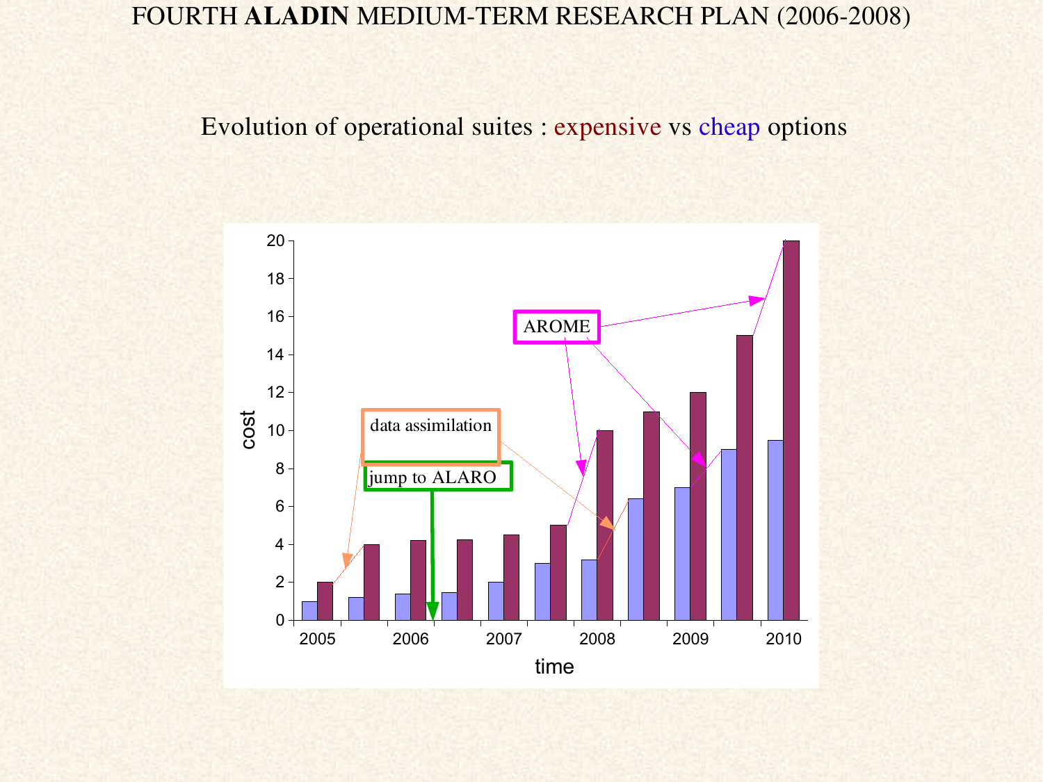# FOURTH **ALADIN** MEDIUM-TERM RESEARCH PLAN (2006-2008)

Evolution of operational suites : expensive vs cheap options

| time | cheap (cost) | expensive (cost) |
|---|---|---|
| 2005 | 1 | 2 |
| | 1.2 | 4 |
| 2006 | 1.4 | 4.2 |
| | 1.5 | 4.25 |
| 2007 | 2 | 4.5 |
| | 3 | 5 |
| 2008 | 3.2 | 10 |
| | 6.4 | 11 |
| 2009 | 7 | 12 |
| | 9 | 15 |
| 2010 | 9.5 | 20 |

Annotations: data assimilation; jump to ALARO; AROME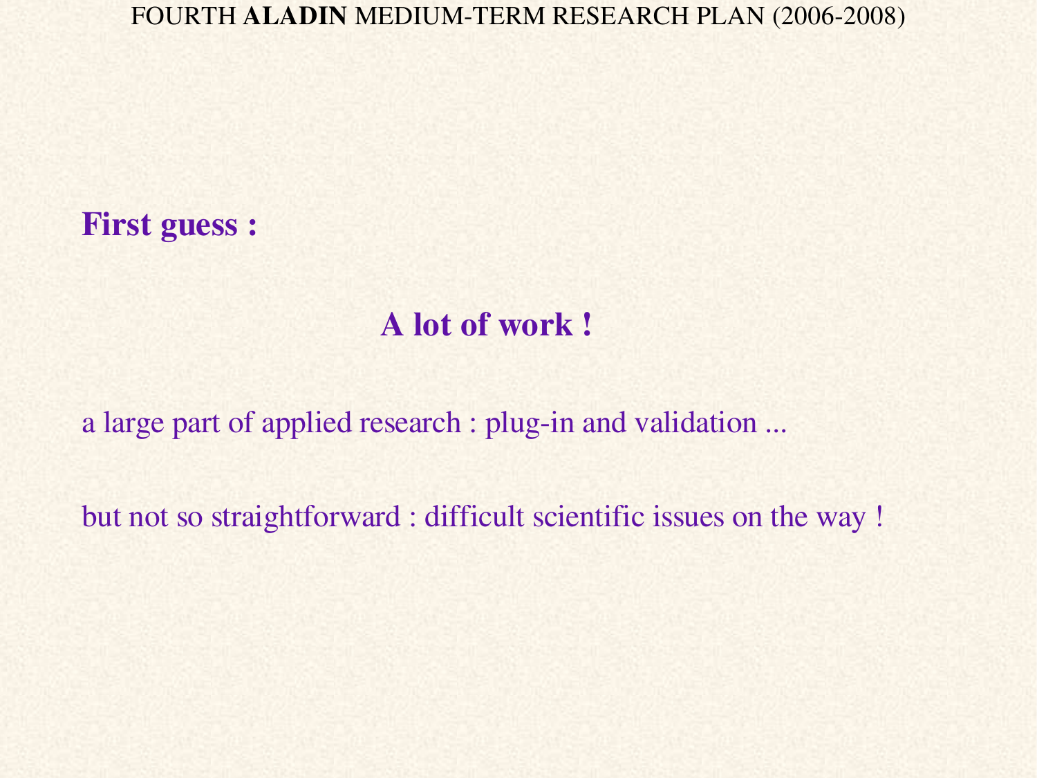**First guess :**

**A lot of work !**

a large part of applied research : plug-in and validation ...

but not so straightforward : difficult scientific issues on the way !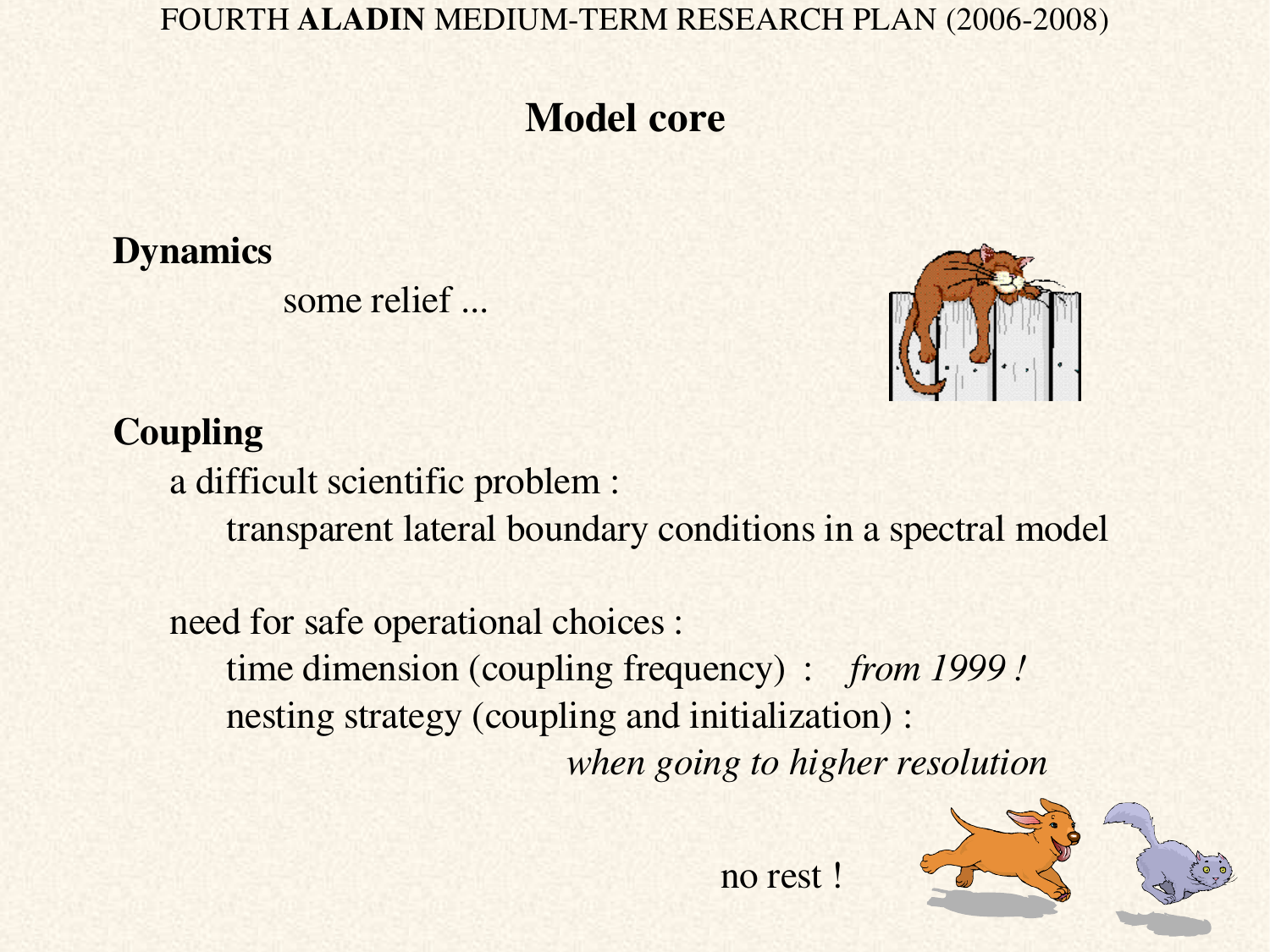# Model core

## Dynamics

some relief ...

## Coupling

a difficult scientific problem :

transparent lateral boundary conditions in a spectral model

need for safe operational choices :

time dimension (coupling frequency) : *from 1999 !*

nesting strategy (coupling and initialization) :

*when going to higher resolution*

no rest !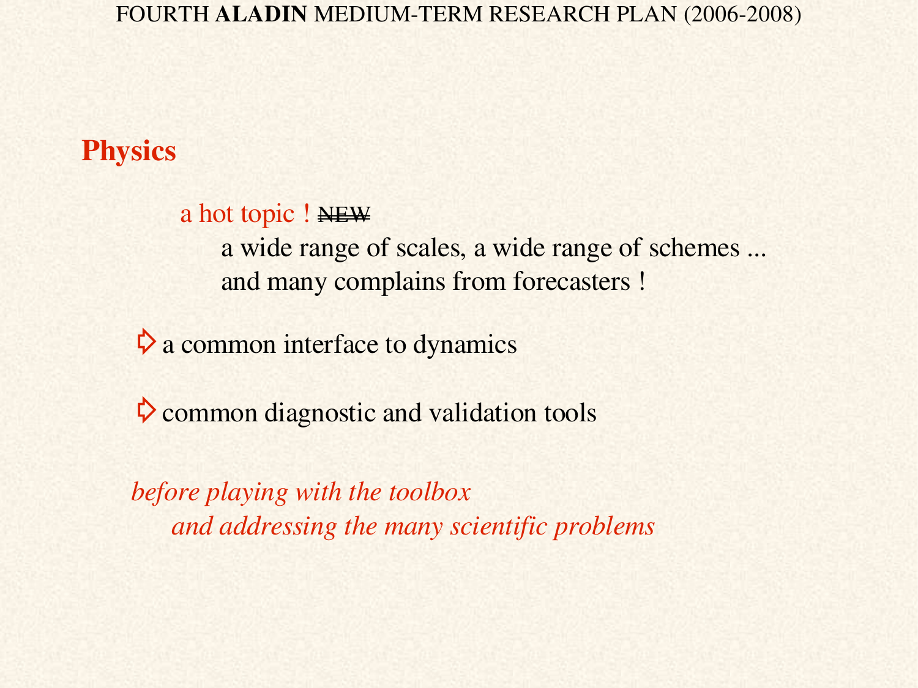## Physics

a hot topic ! ~~NEW~~

a wide range of scales, a wide range of schemes ...
and many complains from forecasters !

- a common interface to dynamics
- common diagnostic and validation tools

*before playing with the toolbox*
*and addressing the many scientific problems*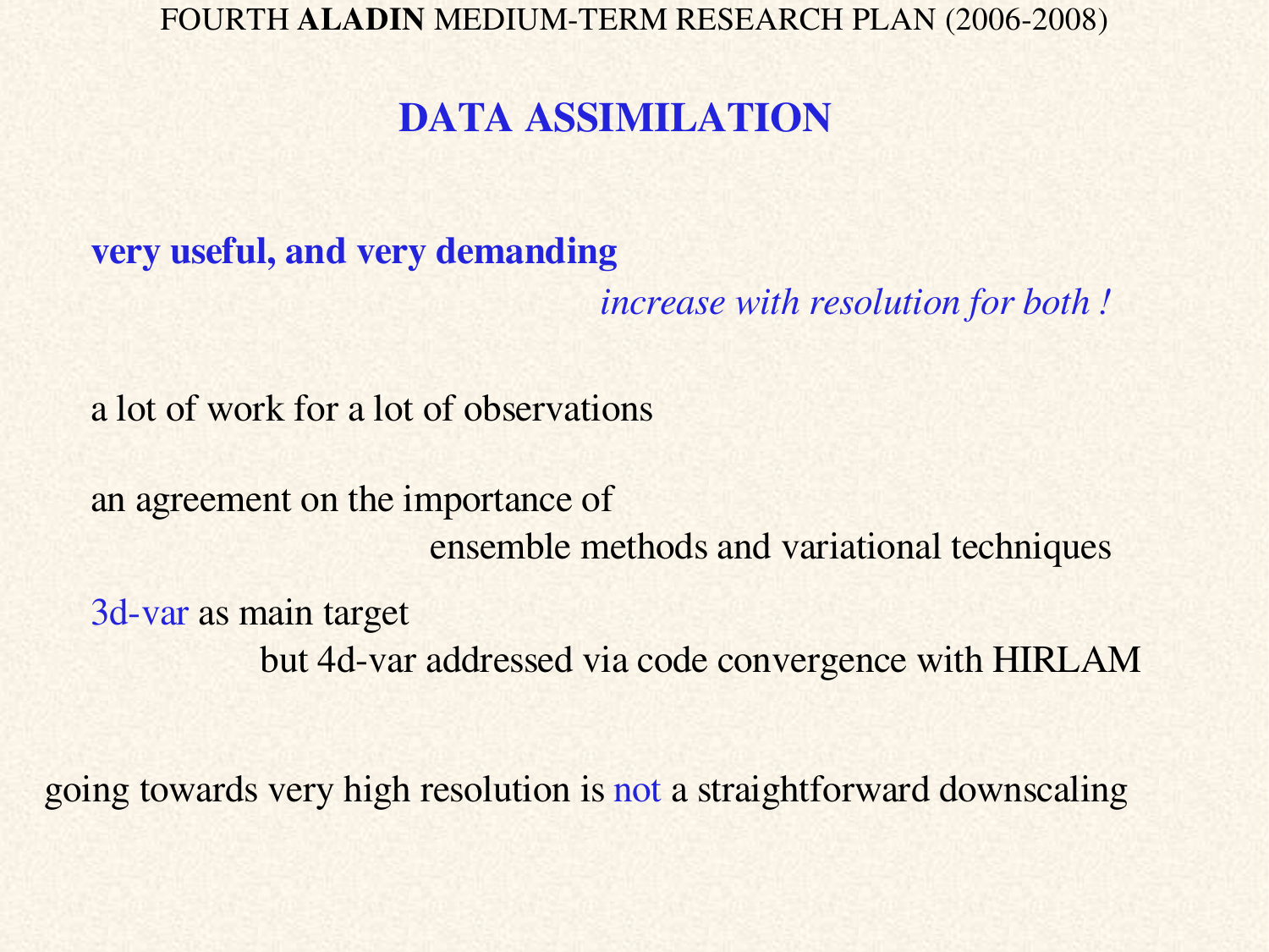# DATA ASSIMILATION

**very useful, and very demanding**

*increase with resolution for both !*

a lot of work for a lot of observations

an agreement on the importance of

ensemble methods and variational techniques

3d-var as main target

but 4d-var addressed via code convergence with HIRLAM

going towards very high resolution is not a straightforward downscaling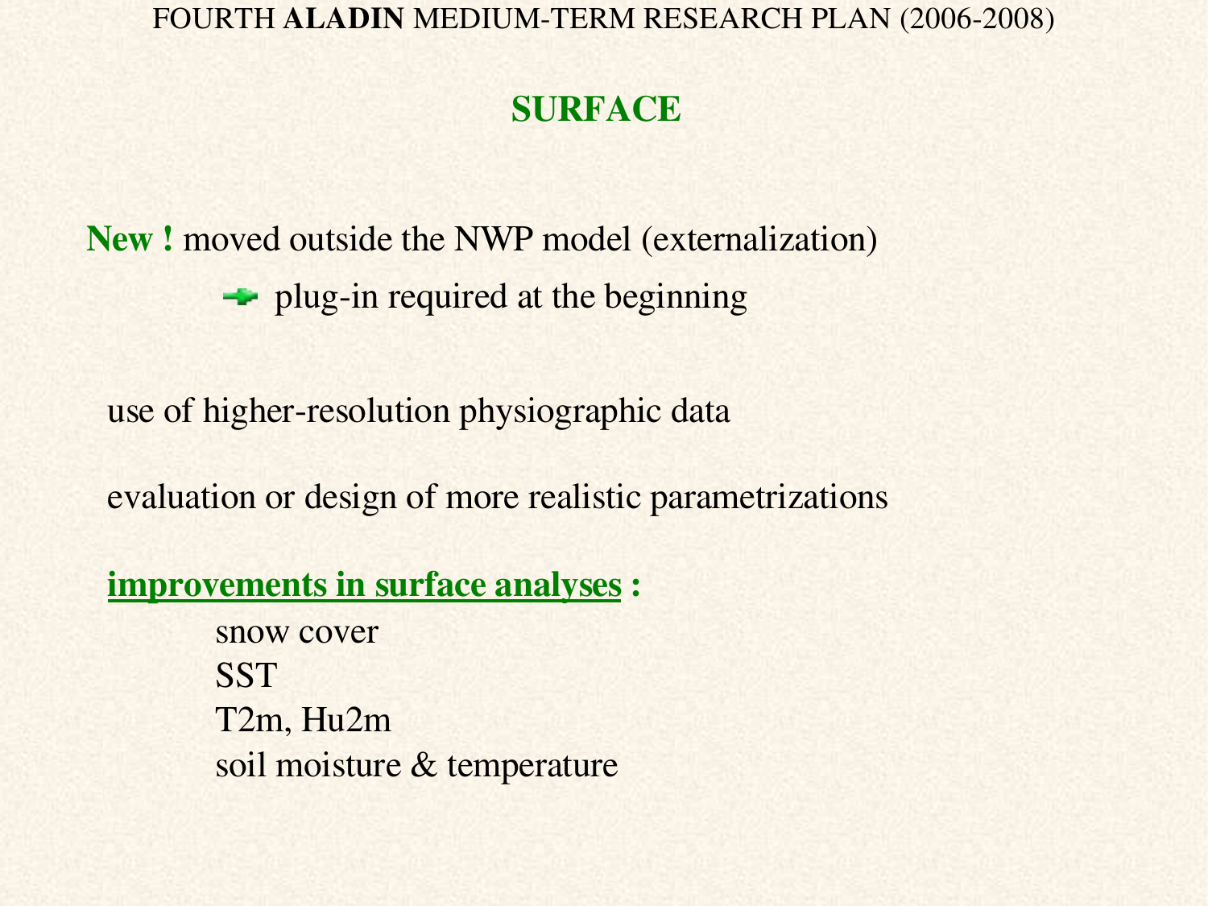## SURFACE

**New !** moved outside the NWP model (externalization)

→ plug-in required at the beginning

use of higher-resolution physiographic data

evaluation or design of more realistic parametrizations

**improvements in surface analyses :**

- snow cover
- SST
- T2m, Hu2m
- soil moisture & temperature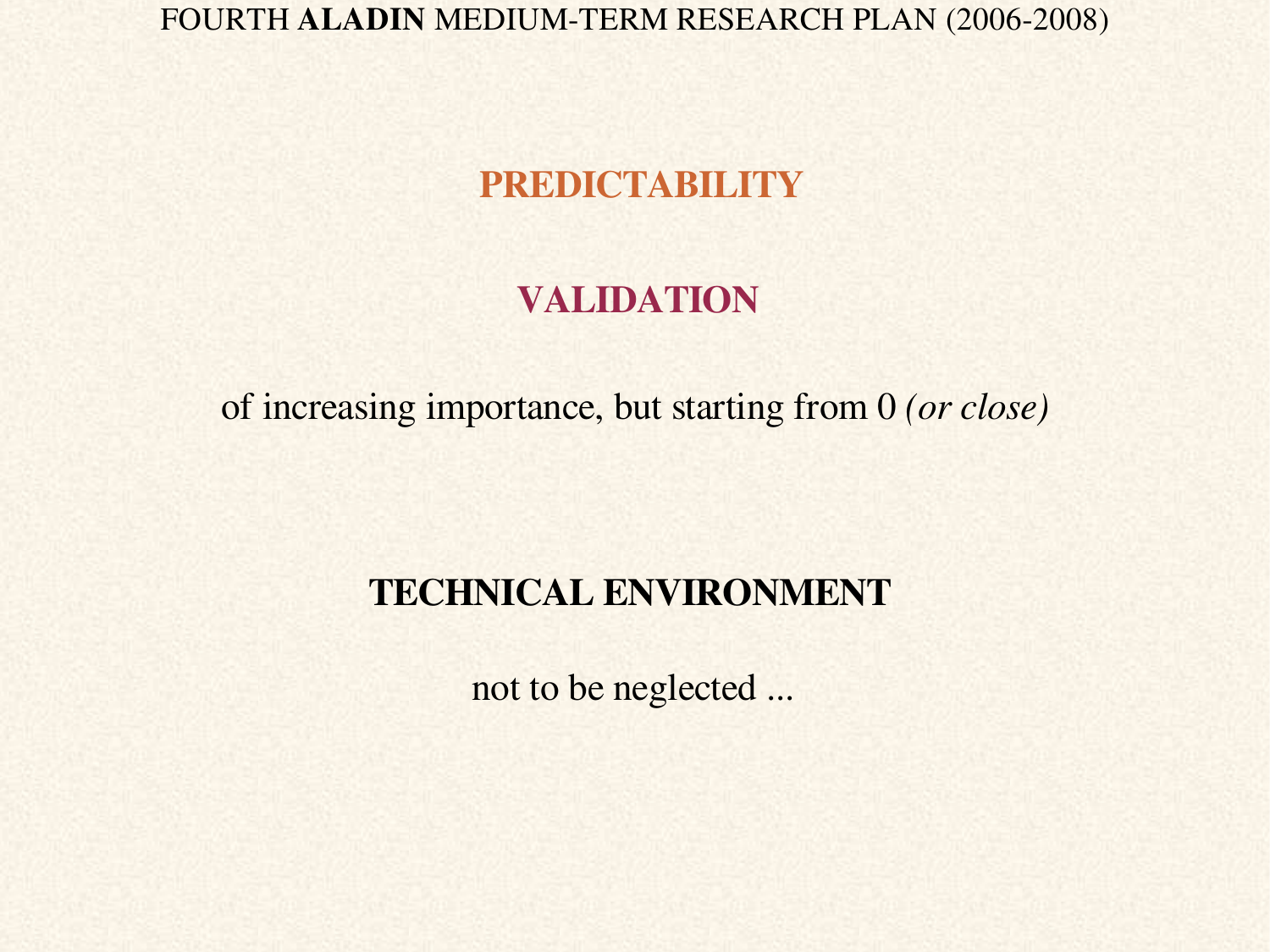## PREDICTABILITY

## VALIDATION

of increasing importance, but starting from 0 *(or close)*

## TECHNICAL ENVIRONMENT

not to be neglected ...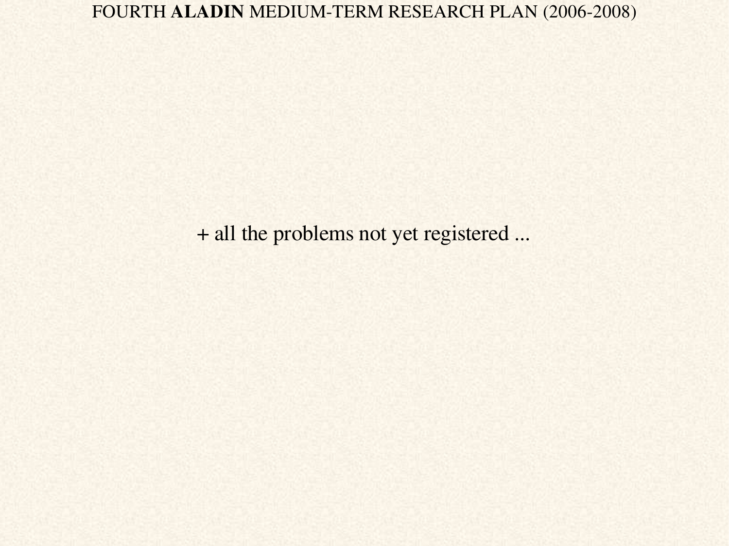+ all the problems not yet registered ...